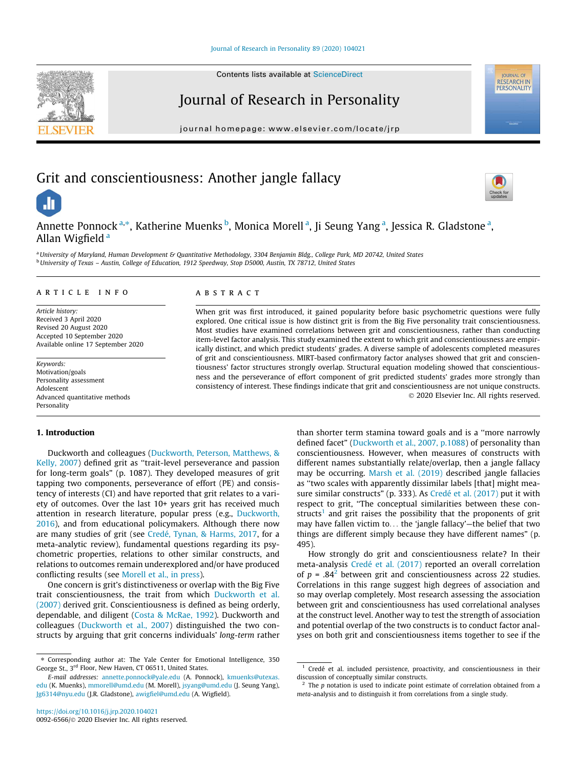# Grit and conscientiousness: Another jangle fallacy

Annette Ponnock [a,*], Katherine Muenks [b], Monica Morell [a], Ji Seung Yang [a], Jessica R. Gladstone [a], Allan Wigfield [a]

[a] University of Maryland, Human Development & Quantitative Methodology, 3304 Benjamin Bldg., College Park, MD 20742, United States
[b] University of Texas – Austin, College of Education, 1912 Speedway, Stop D5000, Austin, TX 78712, United States

## ARTICLE INFO

*Article history:*
Received 3 April 2020
Revised 20 August 2020
Accepted 10 September 2020
Available online 17 September 2020

*Keywords:*
Motivation/goals
Personality assessment
Adolescent
Advanced quantitative methods
Personality

## ABSTRACT

When grit was first introduced, it gained popularity before basic psychometric questions were fully explored. One critical issue is how distinct grit is from the Big Five personality trait conscientiousness. Most studies have examined correlations between grit and conscientiousness, rather than conducting item-level factor analysis. This study examined the extent to which grit and conscientiousness are empirically distinct, and which predict students' grades. A diverse sample of adolescents completed measures of grit and conscientiousness. MIRT-based confirmatory factor analyses showed that grit and conscientiousness' factor structures strongly overlap. Structural equation modeling showed that conscientiousness and the perseverance of effort component of grit predicted students' grades more strongly than consistency of interest. These findings indicate that grit and conscientiousness are not unique constructs.

© 2020 Elsevier Inc. All rights reserved.

## 1. Introduction

Duckworth and colleagues (Duckworth, Peterson, Matthews, & Kelly, 2007) defined grit as "trait-level perseverance and passion for long-term goals" (p. 1087). They developed measures of grit tapping two components, perseverance of effort (PE) and consistency of interests (CI) and have reported that grit relates to a variety of outcomes. Over the last 10+ years grit has received much attention in research literature, popular press (e.g., Duckworth, 2016), and from educational policymakers. Although there now are many studies of grit (see Credé, Tynan, & Harms, 2017, for a meta-analytic review), fundamental questions regarding its psychometric properties, relations to other similar constructs, and relations to outcomes remain underexplored and/or have produced conflicting results (see Morell et al., in press).

One concern is grit's distinctiveness or overlap with the Big Five trait conscientiousness, the trait from which Duckworth et al. (2007) derived grit. Conscientiousness is defined as being orderly, dependable, and diligent (Costa & McRae, 1992). Duckworth and colleagues (Duckworth et al., 2007) distinguished the two constructs by arguing that grit concerns individuals' *long-term* rather than shorter term stamina toward goals and is a "more narrowly defined facet" (Duckworth et al., 2007, p.1088) of personality than conscientiousness. However, when measures of constructs with different names substantially relate/overlap, then a jangle fallacy may be occurring. Marsh et al. (2019) described jangle fallacies as "two scales with apparently dissimilar labels [that] might measure similar constructs" (p. 333). As Credé et al. (2017) put it with respect to grit, "The conceptual similarities between these constructs[1] and grit raises the possibility that the proponents of grit may have fallen victim to… the 'jangle fallacy'—the belief that two things are different simply because they have different names" (p. 495).

How strongly do grit and conscientiousness relate? In their meta-analysis Credé et al. (2017) reported an overall correlation of $p$ = .84[2] between grit and conscientiousness across 22 studies. Correlations in this range suggest high degrees of association and so may overlap completely. Most research assessing the association between grit and conscientiousness has used correlational analyses at the construct level. Another way to test the strength of association and potential overlap of the two constructs is to conduct factor analyses on both grit and conscientiousness items together to see if the

* Corresponding author at: The Yale Center for Emotional Intelligence, 350 George St., 3rd Floor, New Haven, CT 06511, United States.
E-mail addresses: annette.ponnock@yale.edu (A. Ponnock), kmuenks@utexas.edu (K. Muenks), mmorell@umd.edu (M. Morell), jsyang@umd.edu (J. Seung Yang), Jg6314@nyu.edu (J.R. Gladstone), awigfiel@umd.edu (A. Wigfield).

[1] Credé et al. included persistence, proactivity, and conscientiousness in their discussion of conceptually similar constructs.

[2] The $p$ notation is used to indicate point estimate of correlation obtained from a *meta*-analysis and to distinguish it from correlations from a single study.

https://doi.org/10.1016/j.jrp.2020.104021
0092-6566/© 2020 Elsevier Inc. All rights reserved.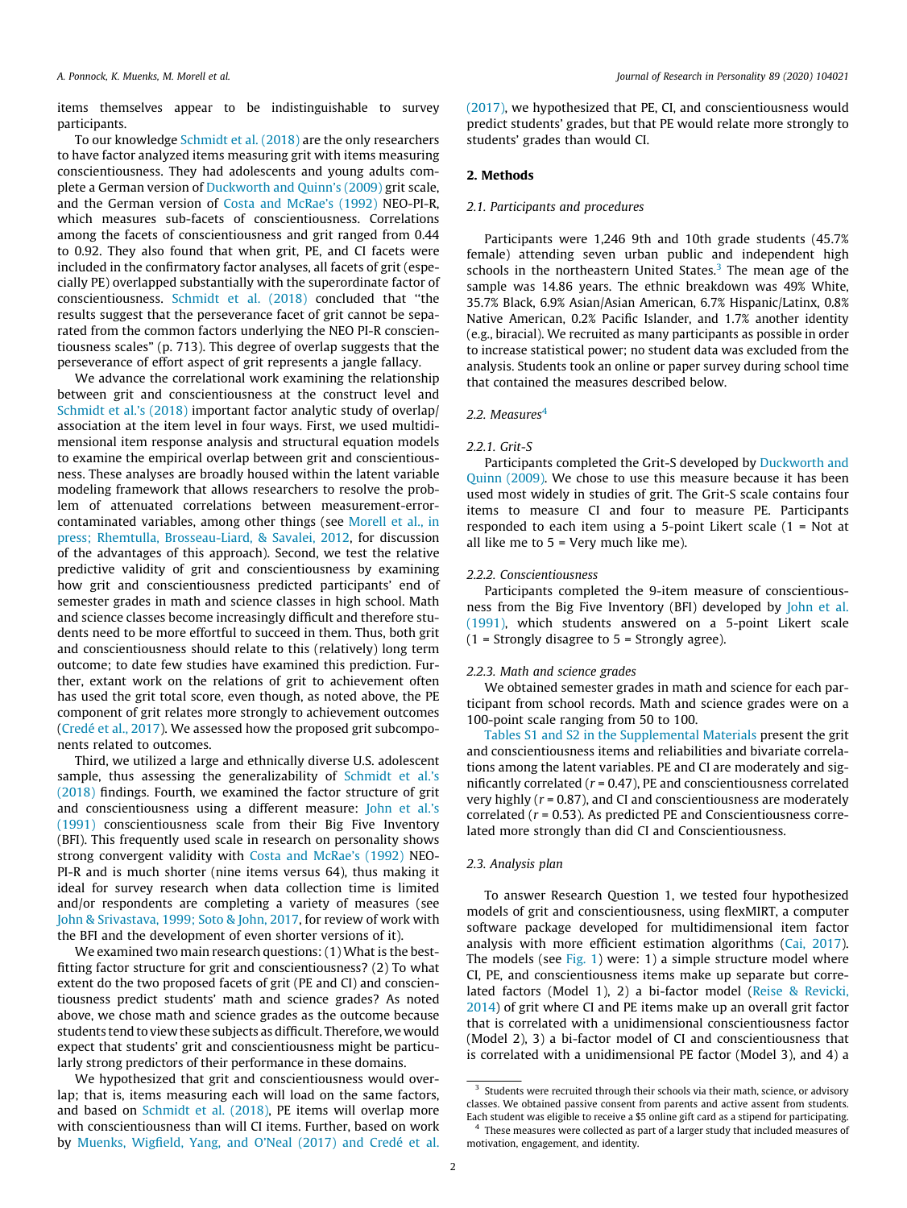items themselves appear to be indistinguishable to survey participants.

To our knowledge Schmidt et al. (2018) are the only researchers to have factor analyzed items measuring grit with items measuring conscientiousness. They had adolescents and young adults complete a German version of Duckworth and Quinn's (2009) grit scale, and the German version of Costa and McRae's (1992) NEO-PI-R, which measures sub-facets of conscientiousness. Correlations among the facets of conscientiousness and grit ranged from 0.44 to 0.92. They also found that when grit, PE, and CI facets were included in the confirmatory factor analyses, all facets of grit (especially PE) overlapped substantially with the superordinate factor of conscientiousness. Schmidt et al. (2018) concluded that "the results suggest that the perseverance facet of grit cannot be separated from the common factors underlying the NEO PI-R conscientiousness scales" (p. 713). This degree of overlap suggests that the perseverance of effort aspect of grit represents a jangle fallacy.

We advance the correlational work examining the relationship between grit and conscientiousness at the construct level and Schmidt et al.'s (2018) important factor analytic study of overlap/association at the item level in four ways. First, we used multidimensional item response analysis and structural equation models to examine the empirical overlap between grit and conscientiousness. These analyses are broadly housed within the latent variable modeling framework that allows researchers to resolve the problem of attenuated correlations between measurement-error-contaminated variables, among other things (see Morell et al., in press; Rhemtulla, Brosseau-Liard, & Savalei, 2012, for discussion of the advantages of this approach). Second, we test the relative predictive validity of grit and conscientiousness by examining how grit and conscientiousness predicted participants' end of semester grades in math and science classes in high school. Math and science classes become increasingly difficult and therefore students need to be more effortful to succeed in them. Thus, both grit and conscientiousness should relate to this (relatively) long term outcome; to date few studies have examined this prediction. Further, extant work on the relations of grit to achievement often has used the grit total score, even though, as noted above, the PE component of grit relates more strongly to achievement outcomes (Credé et al., 2017). We assessed how the proposed grit subcomponents related to outcomes.

Third, we utilized a large and ethnically diverse U.S. adolescent sample, thus assessing the generalizability of Schmidt et al.'s (2018) findings. Fourth, we examined the factor structure of grit and conscientiousness using a different measure: John et al.'s (1991) conscientiousness scale from their Big Five Inventory (BFI). This frequently used scale in research on personality shows strong convergent validity with Costa and McRae's (1992) NEO-PI-R and is much shorter (nine items versus 64), thus making it ideal for survey research when data collection time is limited and/or respondents are completing a variety of measures (see John & Srivastava, 1999; Soto & John, 2017, for review of work with the BFI and the development of even shorter versions of it).

We examined two main research questions: (1) What is the best-fitting factor structure for grit and conscientiousness? (2) To what extent do the two proposed facets of grit (PE and CI) and conscientiousness predict students' math and science grades? As noted above, we chose math and science grades as the outcome because students tend to view these subjects as difficult. Therefore, we would expect that students' grit and conscientiousness might be particularly strong predictors of their performance in these domains.

We hypothesized that grit and conscientiousness would overlap; that is, items measuring each will load on the same factors, and based on Schmidt et al. (2018), PE items will overlap more with conscientiousness than will CI items. Further, based on work by Muenks, Wigfield, Yang, and O'Neal (2017) and Credé et al. (2017), we hypothesized that PE, CI, and conscientiousness would predict students' grades, but that PE would relate more strongly to students' grades than would CI.

## 2. Methods

### 2.1. Participants and procedures

Participants were 1,246 9th and 10th grade students (45.7% female) attending seven urban public and independent high schools in the northeastern United States.[3] The mean age of the sample was 14.86 years. The ethnic breakdown was 49% White, 35.7% Black, 6.9% Asian/Asian American, 6.7% Hispanic/Latinx, 0.8% Native American, 0.2% Pacific Islander, and 1.7% another identity (e.g., biracial). We recruited as many participants as possible in order to increase statistical power; no student data was excluded from the analysis. Students took an online or paper survey during school time that contained the measures described below.

### 2.2. Measures[4]

#### 2.2.1. Grit-S

Participants completed the Grit-S developed by Duckworth and Quinn (2009). We chose to use this measure because it has been used most widely in studies of grit. The Grit-S scale contains four items to measure CI and four to measure PE. Participants responded to each item using a 5-point Likert scale (1 = Not at all like me to 5 = Very much like me).

#### 2.2.2. Conscientiousness

Participants completed the 9-item measure of conscientiousness from the Big Five Inventory (BFI) developed by John et al. (1991), which students answered on a 5-point Likert scale (1 = Strongly disagree to 5 = Strongly agree).

#### 2.2.3. Math and science grades

We obtained semester grades in math and science for each participant from school records. Math and science grades were on a 100-point scale ranging from 50 to 100.

Tables S1 and S2 in the Supplemental Materials present the grit and conscientiousness items and reliabilities and bivariate correlations among the latent variables. PE and CI are moderately and significantly correlated ($r = 0.47$), PE and conscientiousness correlated very highly ($r = 0.87$), and CI and conscientiousness are moderately correlated ($r = 0.53$). As predicted PE and Conscientiousness correlated more strongly than did CI and Conscientiousness.

### 2.3. Analysis plan

To answer Research Question 1, we tested four hypothesized models of grit and conscientiousness, using flexMIRT, a computer software package developed for multidimensional item factor analysis with more efficient estimation algorithms (Cai, 2017). The models (see Fig. 1) were: 1) a simple structure model where CI, PE, and conscientiousness items make up separate but correlated factors (Model 1), 2) a bi-factor model (Reise & Revicki, 2014) of grit where CI and PE items make up an overall grit factor that is correlated with a unidimensional conscientiousness factor (Model 2), 3) a bi-factor model of CI and conscientiousness that is correlated with a unidimensional PE factor (Model 3), and 4) a

[3] Students were recruited through their schools via their math, science, or advisory classes. We obtained passive consent from parents and active assent from students. Each student was eligible to receive a $5 online gift card as a stipend for participating.

[4] These measures were collected as part of a larger study that included measures of motivation, engagement, and identity.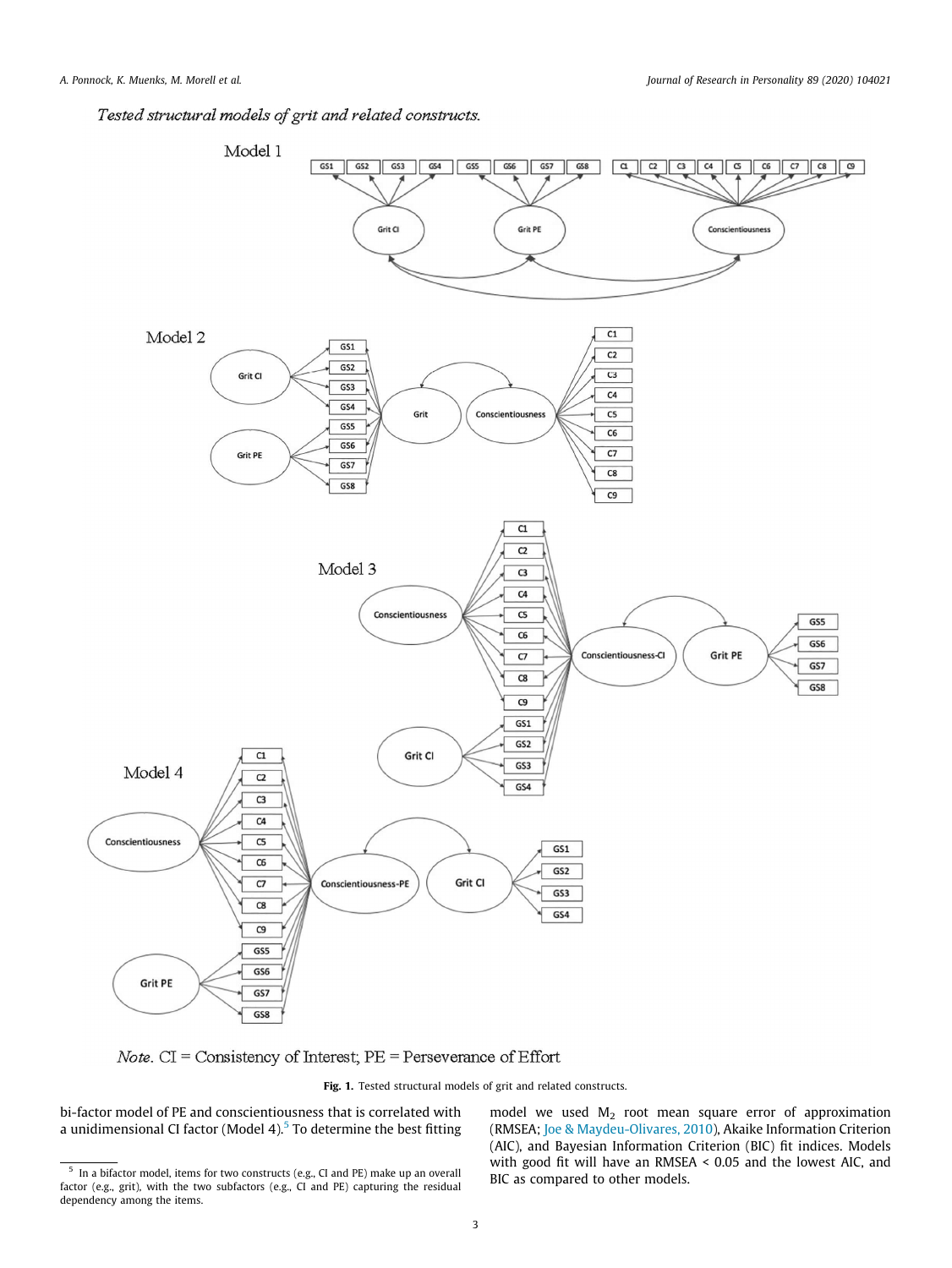Tested structural models of grit and related constructs.

*Note*. CI = Consistency of Interest; PE = Perseverance of Effort

**Fig. 1.** Tested structural models of grit and related constructs.

bi-factor model of PE and conscientiousness that is correlated with a unidimensional CI factor (Model 4).[5] To determine the best fitting model we used $M_2$ root mean square error of approximation (RMSEA; Joe & Maydeu-Olivares, 2010), Akaike Information Criterion (AIC), and Bayesian Information Criterion (BIC) fit indices. Models with good fit will have an RMSEA < 0.05 and the lowest AIC, and BIC as compared to other models.

[5] In a bifactor model, items for two constructs (e.g., CI and PE) make up an overall factor (e.g., grit), with the two subfactors (e.g., CI and PE) capturing the residual dependency among the items.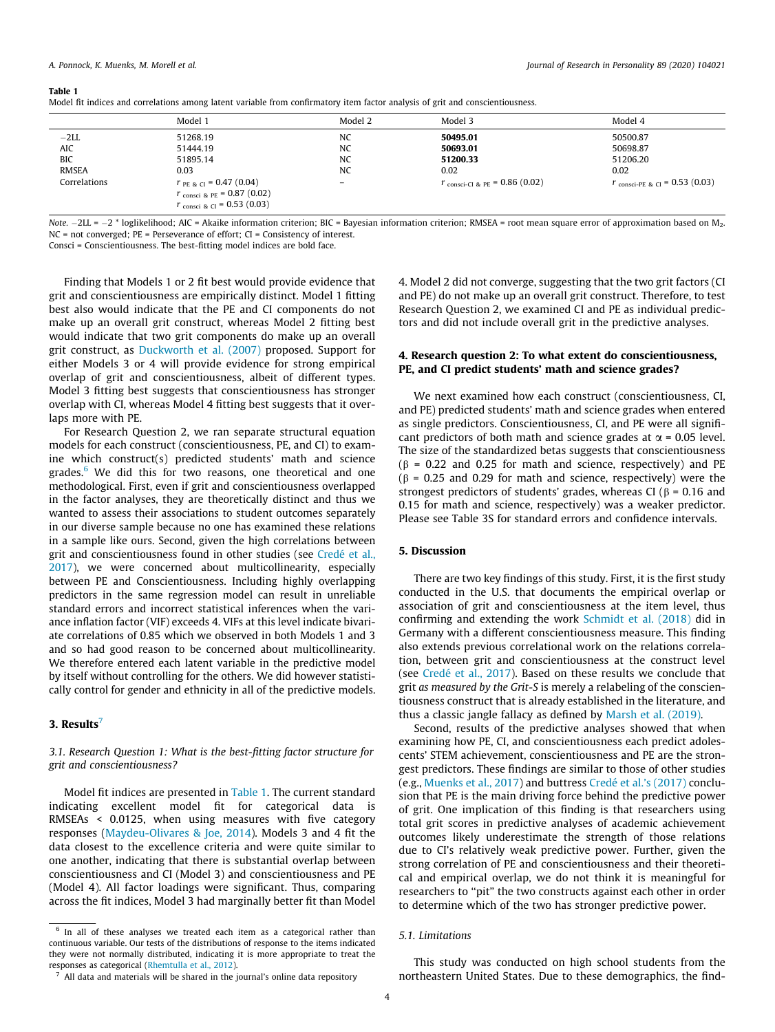**Table 1**
Model fit indices and correlations among latent variable from confirmatory item factor analysis of grit and conscientiousness.

| | Model 1 | Model 2 | Model 3 | Model 4 |
|---|---|---|---|---|
| −2LL | 51268.19 | NC | **50495.01** | 50500.87 |
| AIC | 51444.19 | NC | **50693.01** | 50698.87 |
| BIC | 51895.14 | NC | **51200.33** | 51206.20 |
| RMSEA | 0.03 | NC | 0.02 | 0.02 |
| Correlations | $r_{\text{PE \& CI}}$ = 0.47 (0.04)<br>$r_{\text{consci \& PE}}$ = 0.87 (0.02)<br>$r_{\text{consci \& CI}}$ = 0.53 (0.03) | – | $r_{\text{consci-CI \& PE}}$ = 0.86 (0.02) | $r_{\text{consci-PE \& CI}}$ = 0.53 (0.03) |

*Note.* −2LL = −2 * loglikelihood; AIC = Akaike information criterion; BIC = Bayesian information criterion; RMSEA = root mean square error of approximation based on $M_2$. NC = not converged; PE = Perseverance of effort; CI = Consistency of interest.
Consci = Conscientiousness. The best-fitting model indices are bold face.

Finding that Models 1 or 2 fit best would provide evidence that grit and conscientiousness are empirically distinct. Model 1 fitting best also would indicate that the PE and CI components do not make up an overall grit construct, whereas Model 2 fitting best would indicate that two grit components do make up an overall grit construct, as Duckworth et al. (2007) proposed. Support for either Models 3 or 4 will provide evidence for strong empirical overlap of grit and conscientiousness, albeit of different types. Model 3 fitting best suggests that conscientiousness has stronger overlap with CI, whereas Model 4 fitting best suggests that it overlaps more with PE.

For Research Question 2, we ran separate structural equation models for each construct (conscientiousness, PE, and CI) to examine which construct(s) predicted students' math and science grades.[6] We did this for two reasons, one theoretical and one methodological. First, even if grit and conscientiousness overlapped in the factor analyses, they are theoretically distinct and thus we wanted to assess their associations to student outcomes separately in our diverse sample because no one has examined these relations in a sample like ours. Second, given the high correlations between grit and conscientiousness found in other studies (see Credé et al., 2017), we were concerned about multicollinearity, especially between PE and Conscientiousness. Including highly overlapping predictors in the same regression model can result in unreliable standard errors and incorrect statistical inferences when the variance inflation factor (VIF) exceeds 4. VIFs at this level indicate bivariate correlations of 0.85 which we observed in both Models 1 and 3 and so had good reason to be concerned about multicollinearity. We therefore entered each latent variable in the predictive model by itself without controlling for the others. We did however statistically control for gender and ethnicity in all of the predictive models.

## 3. Results[7]

### 3.1. Research Question 1: What is the best-fitting factor structure for grit and conscientiousness?

Model fit indices are presented in Table 1. The current standard indicating excellent model fit for categorical data is RMSEAs < 0.0125, when using measures with five category responses (Maydeu-Olivares & Joe, 2014). Models 3 and 4 fit the data closest to the excellence criteria and were quite similar to one another, indicating that there is substantial overlap between conscientiousness and CI (Model 3) and conscientiousness and PE (Model 4). All factor loadings were significant. Thus, comparing across the fit indices, Model 3 had marginally better fit than Model 4. Model 2 did not converge, suggesting that the two grit factors (CI and PE) do not make up an overall grit construct. Therefore, to test Research Question 2, we examined CI and PE as individual predictors and did not include overall grit in the predictive analyses.

## 4. Research question 2: To what extent do conscientiousness, PE, and CI predict students' math and science grades?

We next examined how each construct (conscientiousness, CI, and PE) predicted students' math and science grades when entered as single predictors. Conscientiousness, CI, and PE were all significant predictors of both math and science grades at $\alpha$ = 0.05 level. The size of the standardized betas suggests that conscientiousness ($\beta$ = 0.22 and 0.25 for math and science, respectively) and PE ($\beta$ = 0.25 and 0.29 for math and science, respectively) were the strongest predictors of students' grades, whereas CI ($\beta$ = 0.16 and 0.15 for math and science, respectively) was a weaker predictor. Please see Table 3S for standard errors and confidence intervals.

## 5. Discussion

There are two key findings of this study. First, it is the first study conducted in the U.S. that documents the empirical overlap or association of grit and conscientiousness at the item level, thus confirming and extending the work Schmidt et al. (2018) did in Germany with a different conscientiousness measure. This finding also extends previous correlational work on the relations correlation, between grit and conscientiousness at the construct level (see Credé et al., 2017). Based on these results we conclude that grit *as measured by the Grit-S* is merely a relabeling of the conscientiousness construct that is already established in the literature, and thus a classic jangle fallacy as defined by Marsh et al. (2019).

Second, results of the predictive analyses showed that when examining how PE, CI, and conscientiousness each predict adolescents' STEM achievement, conscientiousness and PE are the strongest predictors. These findings are similar to those of other studies (e.g., Muenks et al., 2017) and buttress Credé et al.'s (2017) conclusion that PE is the main driving force behind the predictive power of grit. One implication of this finding is that researchers using total grit scores in predictive analyses of academic achievement outcomes likely underestimate the strength of those relations due to CI's relatively weak predictive power. Further, given the strong correlation of PE and conscientiousness and their theoretical and empirical overlap, we do not think it is meaningful for researchers to "pit" the two constructs against each other in order to determine which of the two has stronger predictive power.

### 5.1. Limitations

This study was conducted on high school students from the northeastern United States. Due to these demographics, the find-

[6] In all of these analyses we treated each item as a categorical rather than continuous variable. Our tests of the distributions of response to the items indicated they were not normally distributed, indicating it is more appropriate to treat the responses as categorical (Rhemtulla et al., 2012).

[7] All data and materials will be shared in the journal's online data repository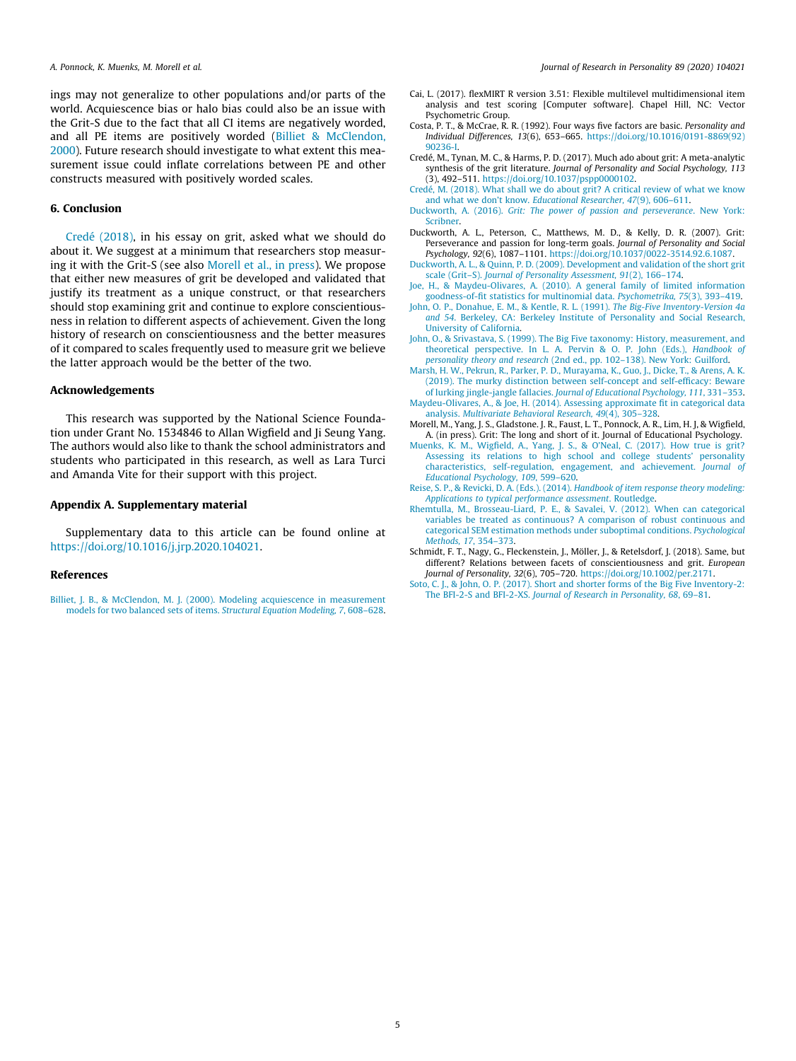ings may not generalize to other populations and/or parts of the world. Acquiescence bias or halo bias could also be an issue with the Grit-S due to the fact that all CI items are negatively worded, and all PE items are positively worded (Billiet & McClendon, 2000). Future research should investigate to what extent this measurement issue could inflate correlations between PE and other constructs measured with positively worded scales.

## 6. Conclusion

Credé (2018), in his essay on grit, asked what we should do about it. We suggest at a minimum that researchers stop measuring it with the Grit-S (see also Morell et al., in press). We propose that either new measures of grit be developed and validated that justify its treatment as a unique construct, or that researchers should stop examining grit and continue to explore conscientiousness in relation to different aspects of achievement. Given the long history of research on conscientiousness and the better measures of it compared to scales frequently used to measure grit we believe the latter approach would be the better of the two.

## Acknowledgements

This research was supported by the National Science Foundation under Grant No. 1534846 to Allan Wigfield and Ji Seung Yang. The authors would also like to thank the school administrators and students who participated in this research, as well as Lara Turci and Amanda Vite for their support with this project.

## Appendix A. Supplementary material

Supplementary data to this article can be found online at https://doi.org/10.1016/j.jrp.2020.104021.

## References

Billiet, J. B., & McClendon, M. J. (2000). Modeling acquiescence in measurement models for two balanced sets of items. *Structural Equation Modeling, 7*, 608–628.

Cai, L. (2017). flexMIRT R version 3.51: Flexible multilevel multidimensional item analysis and test scoring [Computer software]. Chapel Hill, NC: Vector Psychometric Group.

Costa, P. T., & McCrae, R. R. (1992). Four ways five factors are basic. *Personality and Individual Differences, 13*(6), 653–665. https://doi.org/10.1016/0191-8869(92)90236-I.

Credé, M., Tynan, M. C., & Harms, P. D. (2017). Much ado about grit: A meta-analytic synthesis of the grit literature. *Journal of Personality and Social Psychology, 113*(3), 492–511. https://doi.org/10.1037/pspp0000102.

Credé, M. (2018). What shall we do about grit? A critical review of what we know and what we don't know. *Educational Researcher, 47*(9), 606–611.

Duckworth, A. (2016). *Grit: The power of passion and perseverance*. New York: Scribner.

Duckworth, A. L., Peterson, C., Matthews, M. D., & Kelly, D. R. (2007). Grit: Perseverance and passion for long-term goals. *Journal of Personality and Social Psychology, 92*(6), 1087–1101. https://doi.org/10.1037/0022-3514.92.6.1087.

Duckworth, A. L., & Quinn, P. D. (2009). Development and validation of the short grit scale (Grit–S). *Journal of Personality Assessment, 91*(2), 166–174.

Joe, H., & Maydeu-Olivares, A. (2010). A general family of limited information goodness-of-fit statistics for multinomial data. *Psychometrika, 75*(3), 393–419.

John, O. P., Donahue, E. M., & Kentle, R. L. (1991). *The Big-Five Inventory-Version 4a and 54*. Berkeley, CA: Berkeley Institute of Personality and Social Research, University of California.

John, O., & Srivastava, S. (1999). The Big Five taxonomy: History, measurement, and theoretical perspective. In L. A. Pervin & O. P. John (Eds.), *Handbook of personality theory and research* (2nd ed., pp. 102–138). New York: Guilford.

Marsh, H. W., Pekrun, R., Parker, P. D., Murayama, K., Guo, J., Dicke, T., & Arens, A. K. (2019). The murky distinction between self-concept and self-efficacy: Beware of lurking jingle-jangle fallacies. *Journal of Educational Psychology, 111*, 331–353.

Maydeu-Olivares, A., & Joe, H. (2014). Assessing approximate fit in categorical data analysis. *Multivariate Behavioral Research, 49*(4), 305–328.

Morell, M., Yang, J. S., Gladstone. J. R., Faust, L. T., Ponnock, A. R., Lim, H. J, & Wigfield, A. (in press). Grit: The long and short of it. Journal of Educational Psychology.

Muenks, K. M., Wigfield, A., Yang, J. S., & O'Neal, C. (2017). How true is grit? Assessing its relations to high school and college students' personality characteristics, self-regulation, engagement, and achievement. *Journal of Educational Psychology, 109*, 599–620.

Reise, S. P., & Revicki, D. A. (Eds.). (2014). *Handbook of item response theory modeling: Applications to typical performance assessment*. Routledge.

Rhemtulla, M., Brosseau-Liard, P. E., & Savalei, V. (2012). When can categorical variables be treated as continuous? A comparison of robust continuous and categorical SEM estimation methods under suboptimal conditions. *Psychological Methods, 17*, 354–373.

Schmidt, F. T., Nagy, G., Fleckenstein, J., Möller, J., & Retelsdorf, J. (2018). Same, but different? Relations between facets of conscientiousness and grit. *European Journal of Personality, 32*(6), 705–720. https://doi.org/10.1002/per.2171.

Soto, C. J., & John, O. P. (2017). Short and shorter forms of the Big Five Inventory-2: The BFI-2-S and BFI-2-XS. *Journal of Research in Personality, 68*, 69–81.